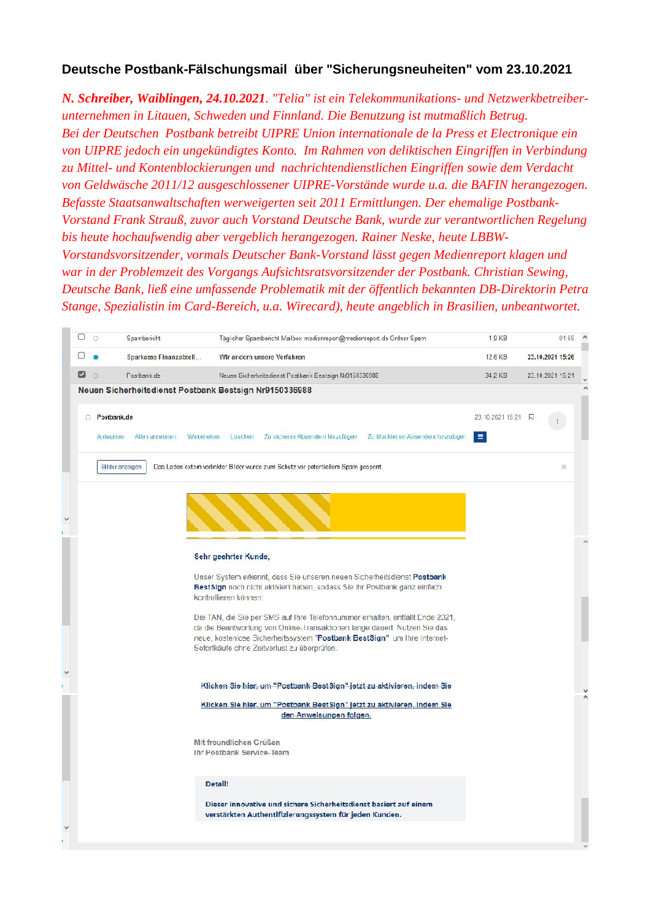## Deutsche Postbank-Fälschungsmail über "Sicherungsneuheiten" vom 23.10.2021

***N. Schreiber, Waiblingen, 24.10.2021****. "Telia" ist ein Telekommunikations- und Netzwerkbetreiber-unternehmen in Litauen, Schweden und Finnland. Die Benutzung ist mutmaßlich Betrug. Bei der Deutschen Postbank betreibt UIPRE Union internationale de la Press et Electronique ein von UIPRE jedoch ein ungekündigtes Konto. Im Rahmen von deliktischen Eingriffen in Verbindung zu Mittel- und Kontenblockierungen und nachrichtendienstlichen Eingriffen sowie dem Verdacht von Geldwäsche 2011/12 ausgeschlossener UIPRE-Vorstände wurde u.a. die BAFIN herangezogen. Befasste Staatsanwaltschaften werweigerten seit 2011 Ermittlungen. Der ehemalige Postbank-Vorstand Frank Strauß, zuvor auch Vorstand Deutsche Bank, wurde zur verantwortlichen Regelung bis heute hochaufwendig aber vergeblich herangezogen. Rainer Neske, heute LBBW-Vorstandsvorsitzender, vormals Deutscher Bank-Vorstand lässt gegen Medienreport klagen und war in der Problemzeit des Vorgangs Aufsichtsratsvorsitzender der Postbank. Christian Sewing, Deutsche Bank, ließ eine umfassende Problematik mit der öffentlich bekannten DB-Direktorin Petra Stange, Spezialistin im Card-Bereich, u.a. Wirecard), heute angeblich in Brasilien, unbeantwortet.*

| | Absender | Betreff | Größe | Datum |
|---|---|---|---|---|
| ☐ | Spambericht | Täglicher Spambericht Mailbox medienreport@medienreport.de Ordner Spam | 1,9 KB | 01:58 |
| ☐ | Sparkasse Finanzabteil... | Wir ändern unsere Verfahren | 12,6 KB | 23.10.2021 15:26 |
| ☑ | Postbank.de | Neuen Sicherheitsdienst Postbank Bestsign Nr9150336988 | 34,2 KB | 23.10.2021 15:21 |

**Neuen Sicherheitsdienst Postbank Bestsign Nr9150336988**

Postbank.de — 23.10.2021 15:21

Antworten | Allen antworten | Weiterleiten | Löschen | Zu sicheren Absendern hinzufügen | Zu blockierten Absendern hinzufügen

Bilder anzeigen — Das Laden extern verlinkter Bilder wurde zum Schutz vor potentiellem Spam gesperrt.

**Sehr geehrter Kunde,**

Unser System erkennt, dass Sie unseren neuen Sicherheitsdienst **Postbank BestSign** noch nicht aktiviert haben, sodass Sie Ihr Postbank ganz einfach kontrollieren können:

Die TAN, die Sie per SMS auf Ihre Telefonnummer erhalten, entfällt Ende 2021, da die Beantwortung von Online-Transaktionen lange dauert. Nutzen Sie das neue, kostenlose Sicherheitssystem **"Postbank BestSign"** um Ihre Internet-Sofortkäufe ohne Zeitverlust zu überprüfen.

Klicken Sie hier, um "Postbank BestSign" jetzt zu aktivieren, indem Sie

Klicken Sie hier, um "Postbank BestSign" jetzt zu aktivieren, indem Sie den Anweisungen folgen.

**Mit freundlichen Grüßen**
**Ihr Postbank Service-Team**

**Detail!**

**Dieser innovative und sichere Sicherheitsdienst basiert auf einem verstärkten Authentifizierungssystem für jeden Kunden.**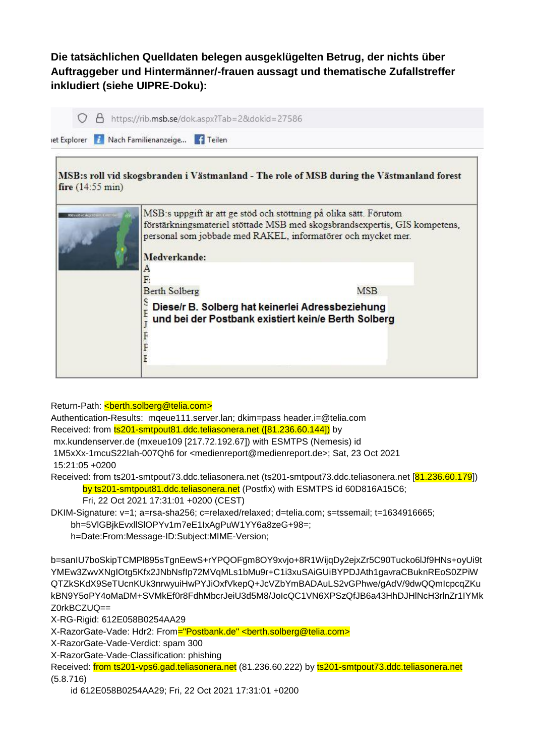**Die tatsächlichen Quelldaten belegen ausgeklügelten Betrug, der nichts über Auftraggeber und Hintermänner/-frauen aussagt und thematische Zufallstreffer inkludiert (siehe UIPRE-Doku):**

https://rib.msb.se/dok.aspx?Tab=2&dokid=27586

iet Explorer | Nach Familienanzeige... | Teilen

**MSB:s roll vid skogsbranden i Västmanland - The role of MSB during the Västmanland forest fire** (14:55 min)

MSB:s uppgift är att ge stöd och stöttning på olika sätt. Förutom förstärkningsmateriel stöttade MSB med skogsbrandsexpertis, GIS kompetens, personal som jobbade med RAKEL, informatörer och mycket mer.

**Medverkande:**

A
F
Berth Solberg — MSB
S
F
J
F
F
F

**Diese/r B. Solberg hat keinerlei Adressbeziehung und bei der Postbank existiert kein/e Berth Solberg**

```
Return-Path: <berth.solberg@telia.com>
Authentication-Results:  mqeue111.server.lan; dkim=pass header.i=@telia.com
Received: from ts201-smtpout81.ddc.teliasonera.net ([81.236.60.144]) by
 mx.kundenserver.de (mxeue109 [217.72.192.67]) with ESMTPS (Nemesis) id
 1M5xXx-1mcuS22Iah-007Qh6 for <medienreport@medienreport.de>; Sat, 23 Oct 2021
 15:21:05 +0200
Received: from ts201-smtpout73.ddc.teliasonera.net (ts201-smtpout73.ddc.teliasonera.net [81.236.60.179])
        by ts201-smtpout81.ddc.teliasonera.net (Postfix) with ESMTPS id 60D816A15C6;
        Fri, 22 Oct 2021 17:31:01 +0200 (CEST)
DKIM-Signature: v=1; a=rsa-sha256; c=relaxed/relaxed; d=telia.com; s=tssemail; t=1634916665;
      bh=5VlGBjkEvxllSlOPYv1m7eE1IxAgPuW1YY6a8zeG+98=;
      h=Date:From:Message-ID:Subject:MIME-Version;

b=sanIU7boSkipTCMPl895sTgnEewS+rYPQOFgm8OY9xvjo+8R1WijqDy2ejxZr5C90Tucko6lJf9HNs+oyUi9t
YMEw3ZwvXNgIOtg5Kfx2JNbNsfIp72MVqMLs1bMu9r+C1i3xuSAiGUiBYPDJAth1gavraCBuknREoS0ZPiW
QTZkSKdX9SeTUcnKUk3nrwyuiHwPYJiOxfVkepQ+JcVZbYmBADAuLS2vGPhwe/gAdV/9dwQQmIcpcqZKu
kBN9Y5oPY4oMaDM+SVMkEf0r8FdhMbcrJeiU3d5M8/JoIcQC1VN6XPSzQfJB6a43HhDJHlNcH3rlnZr1IYMk
Z0rkBCZUQ==
X-RG-Rigid: 612E058B0254AA29
X-RazorGate-Vade: Hdr2: From="Postbank.de" <berth.solberg@telia.com>
X-RazorGate-Vade-Verdict: spam 300
X-RazorGate-Vade-Classification: phishing
Received: from ts201-vps6.gad.teliasonera.net (81.236.60.222) by ts201-smtpout73.ddc.teliasonera.net
(5.8.716)
      id 612E058B0254AA29; Fri, 22 Oct 2021 17:31:01 +0200
```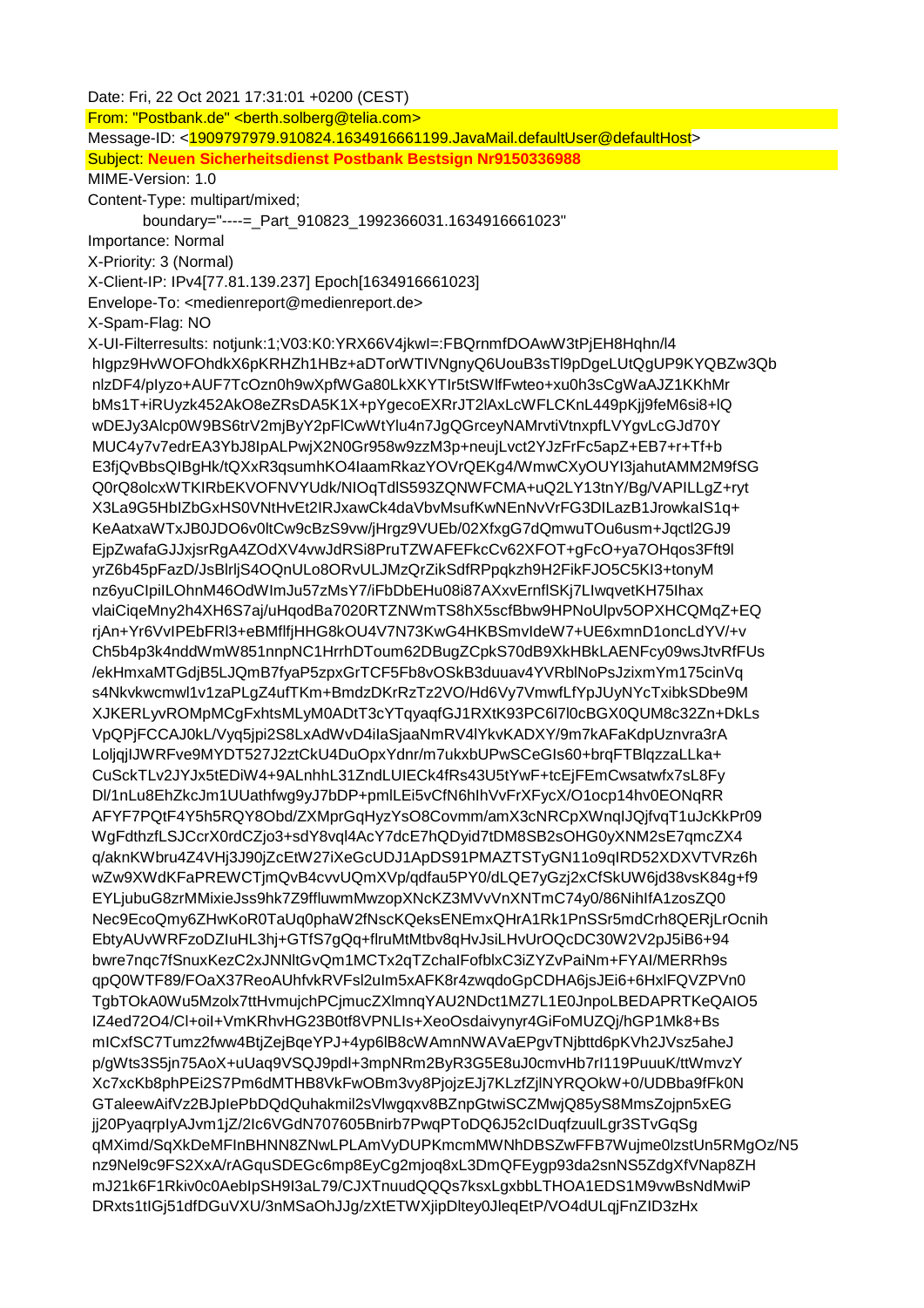Date: Fri, 22 Oct 2021 17:31:01 +0200 (CEST)
From: "Postbank.de" <berth.solberg@telia.com>
Message-ID: <1909797979.910824.1634916661199.JavaMail.defaultUser@defaultHost>
Subject: **Neuen Sicherheitsdienst Postbank Bestsign Nr9150336988**
MIME-Version: 1.0
Content-Type: multipart/mixed;
        boundary="----=_Part_910823_1992366031.1634916661023"
Importance: Normal
X-Priority: 3 (Normal)
X-Client-IP: IPv4[77.81.139.237] Epoch[1634916661023]
Envelope-To: <medienreport@medienreport.de>
X-Spam-Flag: NO
X-UI-Filterresults: notjunk:1;V03:K0:YRX66V4jkwI=:FBQrnmfDOAwW3tPjEH8Hqhn/l4
hIgpz9HvWOFOhdkX6pKRHZh1HBz+aDTorWTIVNgnyQ6UouB3sTl9pDgeLUtQgUP9KYQBZw3Qb
nlzDF4/pIyzo+AUF7TcOzn0h9wXpfWGa80LkXKYTIr5tSWlfFwteo+xu0h3sCgWaAJZ1KKhMr
bMs1T+iRUyzk452AkO8eZRsDA5K1X+pYgecoEXRrJT2lAxLcWFLCKnL449pKjj9feM6si8+lQ
wDEJy3Alcp0W9BS6trV2mjByY2pFlCwWtYlu4n7JgQGrceyNAMrvtiVtnxpfLVYgvLcGJd70Y
MUC4y7v7edrEA3YbJ8IpALPwjX2N0Gr958w9zzM3p+neujLvct2YJzFrFc5apZ+EB7+r+Tf+b
E3fjQvBbsQIBgHk/tQXxR3qsumhKO4IaamRkazYOVrQEKg4/WmwCXyOUYI3jahutAMM2M9fSG
Q0rQ8olcxWTKIRbEKVOFNVYUdk/NIOqTdlS593ZQNWFCMA+uQ2LY13tnY/Bg/VAPILLgZ+ryt
X3La9G5HbIZbGxHS0VNtHvEt2IRJxawCk4daVbvMsufKwNEnNvVrFG3DILazB1JrowkaIS1q+
KeAatxaWTxJB0JDO6v0ltCw9cBzS9vw/jHrgz9VUEb/02XfxgG7dQmwuTOu6usm+Jqctl2GJ9
EjpZwafaGJJxjsrRgA4ZOdXV4vwJdRSi8PruTZWAFEFkcCv62XFOT+gFcO+ya7OHqos3Fft9l
yrZ6b45pFazD/JsBlrljS4OQnULo8ORvULJMzQrZikSdfRPpqkzh9H2FikFJO5C5KI3+tonyM
nz6yuCIpiILOhnM46OdWImJu57zMsY7/iFbDbEHu08i87AXxvErnflSKj7LIwqvetKH75Ihax
vlaiCiqeMny2h4XH6S7aj/uHqodBa7020RTZNWmTS8hX5scfBbw9HPNoUlpv5OPXHCQMqZ+EQ
rjAn+Yr6VvIPEbFRl3+eBMflfjHHG8kOU4V7N73KwG4HKBSmvIdeW7+UE6xmnD1oncLdYV/+v
Ch5b4p3k4nddWmW851nnpNC1HrrhDToum62DBugZCpkS70dB9XkHBkLAENFcy09wsJtvRfFUs
/ekHmxaMTGdjB5LJQmB7fyaP5zpxGrTCF5Fb8vOSkB3duuav4YVRblNoPsJzixmYm175cinVq
s4Nkvkwcmwl1v1zaPLgZ4ufTKm+BmdzDKrRzTz2VO/Hd6Vy7VmwfLfYpJUyNYcTxibkSDbe9M
XJKERLyvROMpMCgFxhtsMLyM0ADtT3cYTqyaqfGJ1RXtK93PC6l7l0cBGX0QUM8c32Zn+DkLs
VpQPjFCCAJ0kL/Vyq5jpi2S8LxAdWvD4iIaSjaaNmRV4lYkvKADXY/9m7kAFaKdpUznvra3rA
LoljqjIJWRFve9MYDT527J2ztCkU4DuOpxYdnr/m7ukxbUPwSCeGIs60+brqFTBlqzzaLLka+
CuSckTLv2JYJx5tEDiW4+9ALnhhL31ZndLUIECk4fRs43U5tYwF+tcEjFEmCwsatwfx7sL8Fy
Dl/1nLu8EhZkcJm1UUathfwg9yJ7bDP+pmlLEi5vCfN6hIhVvFrXFycX/O1ocp14hv0EONqRR
AFYF7PQtF4Y5h5RQY8Obd/ZXMprGqHyzYsO8Covmm/amX3cNRCpXWnqIJQjfvqT1uJcKkPr09
WgFdthzfLSJCcrX0rdCZjo3+sdY8vql4AcY7dcE7hQDyid7tDM8SB2sOHG0yXNM2sE7qmcZX4
q/aknKWbru4Z4VHj3J90jZcEtW27iXeGcUDJ1ApDS91PMAZTSTyGN11o9qIRD52XDXVTVRz6h
wZw9XWdKFaPREWCTjmQvB4cvvUQmXVp/qdfau5PY0/dLQE7yGzj2xCfSkUW6jd38vsK84g+f9
EYLjubuG8zrMMixieJss9hk7Z9ffluwmMwzopXNcKZ3MVvVnXNTmC74y0/86NihIfA1zosZQ0
Nec9EcoQmy6ZHwKoR0TaUq0phaW2fNscKQeksENEmxQHrA1Rk1PnSSr5mdCrh8QERjLrOcnih
EbtyAUvWRFzoDZIuHL3hj+GTfS7gQq+flruMtMtbv8qHvJsiLHvUrOQcDC30W2V2pJ5iB6+94
bwre7nqc7fSnuxKezC2xJNNltGvQm1MCTx2qTZchaIFofblxC3iZYZvPaiNm+FYAI/MERRh9s
qpQ0WTF89/FOaX37ReoAUhfvkRVFsl2uIm5xAFK8r4zwqdoGpCDHA6jsJEi6+6HxlFQVZPVn0
TgbTOkA0Wu5Mzolx7ttHvmujchPCjmucZXlmnqYAU2NDct1MZ7L1E0JnpoLBEDAPRTKeQAIO5
IZ4ed72O4/Cl+oiI+VmKRhvHG23B0tf8VPNLIs+XeoOsdaivynyr4GiFoMUZQj/hGP1Mk8+Bs
mICxfSC7Tumz2fww4BtjZejBqeYPJ+4yp6lB8cWAmnNWAVaEPgvTNjbttd6pKVh2JVsz5aheJ
p/gWts3S5jn75AoX+uUaq9VSQJ9pdl+3mpNRm2ByR3G5E8uJ0cmvHb7rI119PuuuK/ttWmvzY
Xc7xcKb8phPEi2S7Pm6dMTHB8VkFwOBm3vy8PjojzEJj7KLzfZjlNYRQOkW+0/UDBba9fFk0N
GTaleewAifVz2BJplePbDQdQuhakmil2sVlwgqxv8BZnpGtwiSCZMwjQ85yS8MmsZojpn5xEG
jj20PyaqrpIyAJvm1jZ/2Ic6VGdN707605Bnirb7PwqPToDQ6J52cIDuqfzuulLgr3STvGqSg
qMXimd/SqXkDeMFInBHNN8ZNwLPLAmVyDUPKmcmMWNhDBSZwFFB7Wujme0lzstUn5RMgOz/N5
nz9Nel9c9FS2XxA/rAGquSDEGc6mp8EyCg2mjoq8xL3DmQFEygp93da2snNS5ZdgXfVNap8ZH
mJ21k6F1Rkiv0c0AebIpSH9I3aL79/CJXTnuudQQQs7ksxLgxbbLTHOA1EDS1M9vwBsNdMwiP
DRxts1tIGj51dfDGuVXU/3nMSaOhJJg/zXtETWXjipDltey0JleqEtP/VO4dULqjFnZID3zHx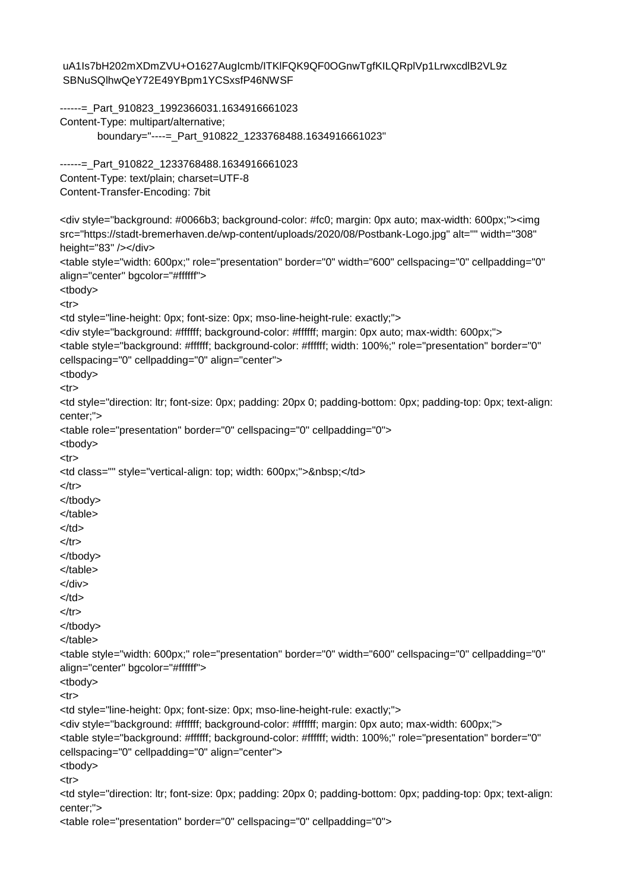uA1Is7bH202mXDmZVU+O1627AugIcmb/ITKlFQK9QF0OGnwTgfKILQRplVp1LrwxcdlB2VL9z
SBNuSQlhwQeY72E49YBpm1YCSxsfP46NWSF

------=_Part_910823_1992366031.1634916661023
Content-Type: multipart/alternative;
	boundary="----=_Part_910822_1233768488.1634916661023"

------=_Part_910822_1233768488.1634916661023
Content-Type: text/plain; charset=UTF-8
Content-Transfer-Encoding: 7bit

```
<div style="background: #0066b3; background-color: #fc0; margin: 0px auto; max-width: 600px;"><img
src="https://stadt-bremerhaven.de/wp-content/uploads/2020/08/Postbank-Logo.jpg" alt="" width="308"
height="83" /></div>
<table style="width: 600px;" role="presentation" border="0" width="600" cellspacing="0" cellpadding="0"
align="center" bgcolor="#ffffff">
<tbody>
<tr>
<td style="line-height: 0px; font-size: 0px; mso-line-height-rule: exactly;">
<div style="background: #ffffff; background-color: #ffffff; margin: 0px auto; max-width: 600px;">
<table style="background: #ffffff; background-color: #ffffff; width: 100%;" role="presentation" border="0"
cellspacing="0" cellpadding="0" align="center">
<tbody>
<tr>
<td style="direction: ltr; font-size: 0px; padding: 20px 0; padding-bottom: 0px; padding-top: 0px; text-align:
center;">
<table role="presentation" border="0" cellspacing="0" cellpadding="0">
<tbody>
<tr>
<td class="" style="vertical-align: top; width: 600px;">&nbsp;</td>
</tr>
</tbody>
</table>
</td>
</tr>
</tbody>
</table>
</div>
</td>
</tr>
</tbody>
</table>
<table style="width: 600px;" role="presentation" border="0" width="600" cellspacing="0" cellpadding="0"
align="center" bgcolor="#ffffff">
<tbody>
<tr>
<td style="line-height: 0px; font-size: 0px; mso-line-height-rule: exactly;">
<div style="background: #ffffff; background-color: #ffffff; margin: 0px auto; max-width: 600px;">
<table style="background: #ffffff; background-color: #ffffff; width: 100%;" role="presentation" border="0"
cellspacing="0" cellpadding="0" align="center">
<tbody>
<tr>
<td style="direction: ltr; font-size: 0px; padding: 20px 0; padding-bottom: 0px; padding-top: 0px; text-align:
center;">
<table role="presentation" border="0" cellspacing="0" cellpadding="0">
```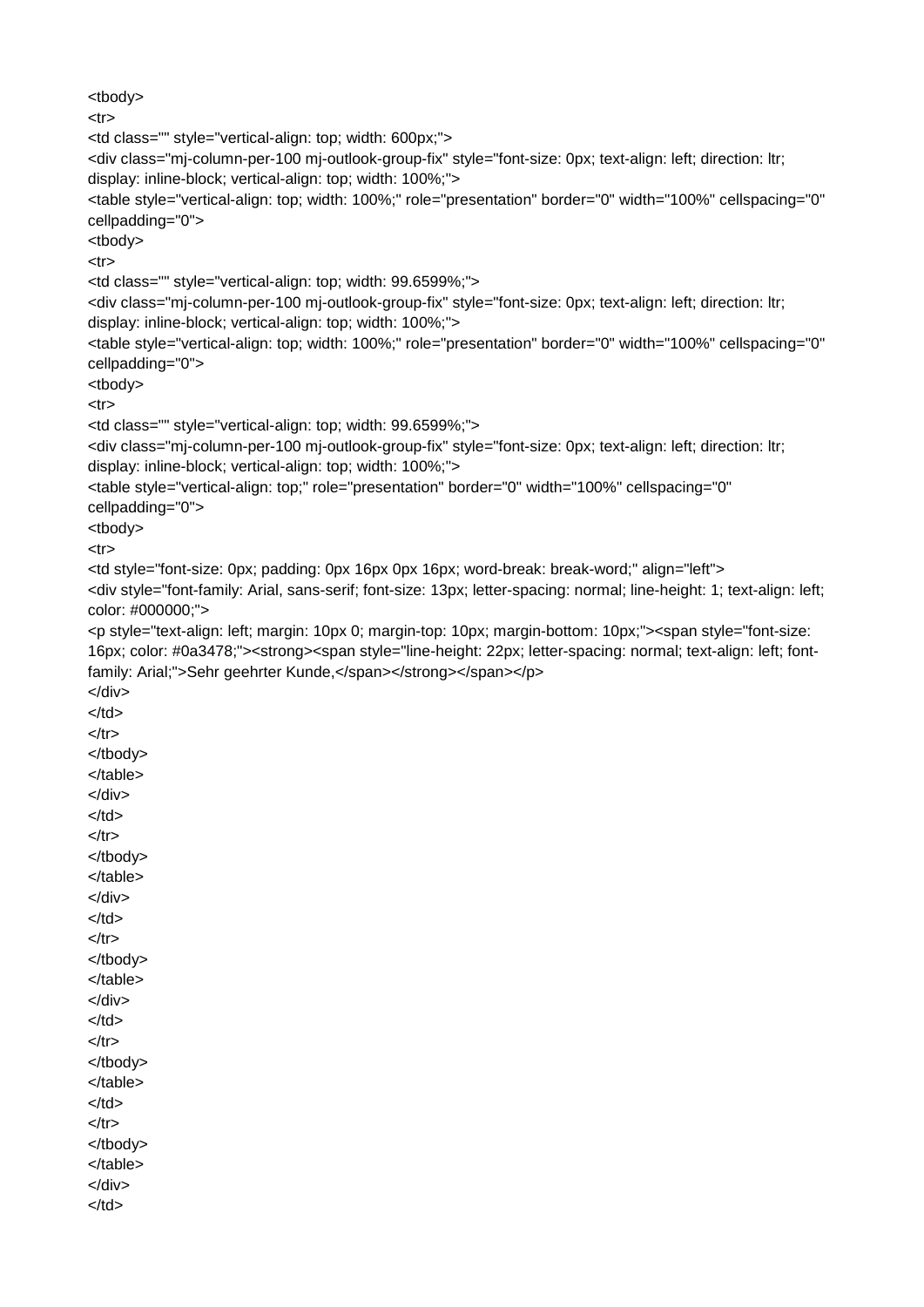```
<tbody>
<tr>
<td class="" style="vertical-align: top; width: 600px;">
<div class="mj-column-per-100 mj-outlook-group-fix" style="font-size: 0px; text-align: left; direction: ltr; display: inline-block; vertical-align: top; width: 100%;">
<table style="vertical-align: top; width: 100%;" role="presentation" border="0" width="100%" cellspacing="0" cellpadding="0">
<tbody>
<tr>
<td class="" style="vertical-align: top; width: 99.6599%;">
<div class="mj-column-per-100 mj-outlook-group-fix" style="font-size: 0px; text-align: left; direction: ltr; display: inline-block; vertical-align: top; width: 100%;">
<table style="vertical-align: top; width: 100%;" role="presentation" border="0" width="100%" cellspacing="0" cellpadding="0">
<tbody>
<tr>
<td class="" style="vertical-align: top; width: 99.6599%;">
<div class="mj-column-per-100 mj-outlook-group-fix" style="font-size: 0px; text-align: left; direction: ltr; display: inline-block; vertical-align: top; width: 100%;">
<table style="vertical-align: top;" role="presentation" border="0" width="100%" cellspacing="0" cellpadding="0">
<tbody>
<tr>
<td style="font-size: 0px; padding: 0px 16px 0px 16px; word-break: break-word;" align="left">
<div style="font-family: Arial, sans-serif; font-size: 13px; letter-spacing: normal; line-height: 1; text-align: left; color: #000000;">
<p style="text-align: left; margin: 10px 0; margin-top: 10px; margin-bottom: 10px;"><span style="font-size: 16px; color: #0a3478;"><strong><span style="line-height: 22px; letter-spacing: normal; text-align: left; font-family: Arial;">Sehr geehrter Kunde,</span></strong></span></p>
</div>
</td>
</tr>
</tbody>
</table>
</div>
</td>
</tr>
</tbody>
</table>
</div>
</td>
</tr>
</tbody>
</table>
</div>
</td>
</tr>
</tbody>
</table>
</td>
</tr>
</tbody>
</table>
</div>
</td>
```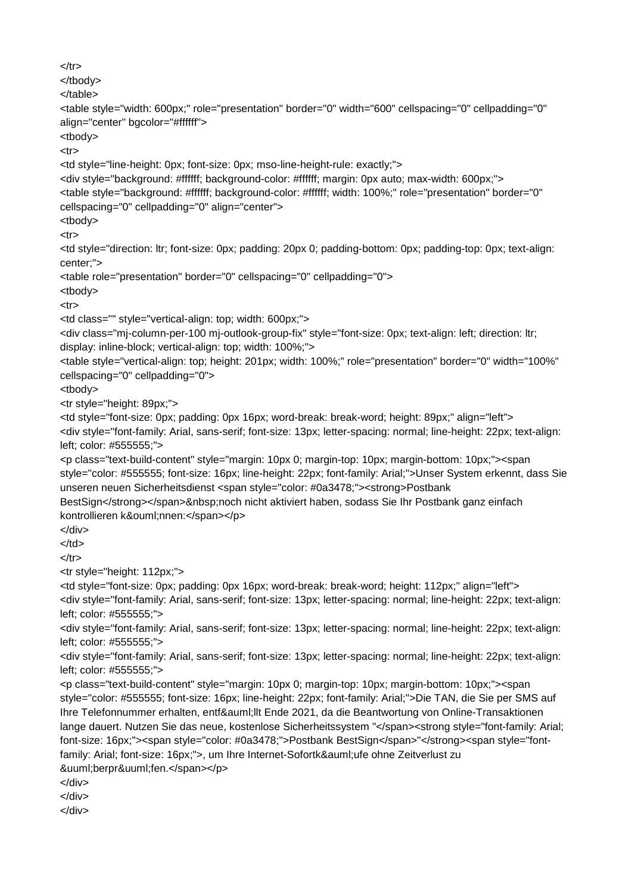```
</tr>
</tbody>
</table>
<table style="width: 600px;" role="presentation" border="0" width="600" cellspacing="0" cellpadding="0"
align="center" bgcolor="#ffffff">
<tbody>
<tr>
<td style="line-height: 0px; font-size: 0px; mso-line-height-rule: exactly;">
<div style="background: #ffffff; background-color: #ffffff; margin: 0px auto; max-width: 600px;">
<table style="background: #ffffff; background-color: #ffffff; width: 100%;" role="presentation" border="0"
cellspacing="0" cellpadding="0" align="center">
<tbody>
<tr>
<td style="direction: ltr; font-size: 0px; padding: 20px 0; padding-bottom: 0px; padding-top: 0px; text-align:
center;">
<table role="presentation" border="0" cellspacing="0" cellpadding="0">
<tbody>
<tr>
<td class="" style="vertical-align: top; width: 600px;">
<div class="mj-column-per-100 mj-outlook-group-fix" style="font-size: 0px; text-align: left; direction: ltr;
display: inline-block; vertical-align: top; width: 100%;">
<table style="vertical-align: top; height: 201px; width: 100%;" role="presentation" border="0" width="100%"
cellspacing="0" cellpadding="0">
<tbody>
<tr style="height: 89px;">
<td style="font-size: 0px; padding: 0px 16px; word-break: break-word; height: 89px;" align="left">
<div style="font-family: Arial, sans-serif; font-size: 13px; letter-spacing: normal; line-height: 22px; text-align:
left; color: #555555;">
<p class="text-build-content" style="margin: 10px 0; margin-top: 10px; margin-bottom: 10px;"><span
style="color: #555555; font-size: 16px; line-height: 22px; font-family: Arial;">Unser System erkennt, dass Sie
unseren neuen Sicherheitsdienst <span style="color: #0a3478;"><strong>Postbank
BestSign</strong></span>&nbsp;noch nicht aktiviert haben, sodass Sie Ihr Postbank ganz einfach
kontrollieren k&ouml;nnen:</span></p>
</div>
</td>
</tr>
<tr style="height: 112px;">
<td style="font-size: 0px; padding: 0px 16px; word-break: break-word; height: 112px;" align="left">
<div style="font-family: Arial, sans-serif; font-size: 13px; letter-spacing: normal; line-height: 22px; text-align:
left; color: #555555;">
<div style="font-family: Arial, sans-serif; font-size: 13px; letter-spacing: normal; line-height: 22px; text-align:
left; color: #555555;">
<div style="font-family: Arial, sans-serif; font-size: 13px; letter-spacing: normal; line-height: 22px; text-align:
left; color: #555555;">
<p class="text-build-content" style="margin: 10px 0; margin-top: 10px; margin-bottom: 10px;"><span
style="color: #555555; font-size: 16px; line-height: 22px; font-family: Arial;">Die TAN, die Sie per SMS auf
Ihre Telefonnummer erhalten, entf&auml;llt Ende 2021, da die Beantwortung von Online-Transaktionen
lange dauert. Nutzen Sie das neue, kostenlose Sicherheitssystem "</span><strong style="font-family: Arial;
font-size: 16px;"><span style="color: #0a3478;">Postbank BestSign</span>"</strong><span style="font-
family: Arial; font-size: 16px;">, um Ihre Internet-Sofortk&auml;ufe ohne Zeitverlust zu
&uuml;berpr&uuml;fen.</span></p>
</div>
</div>
</div>
```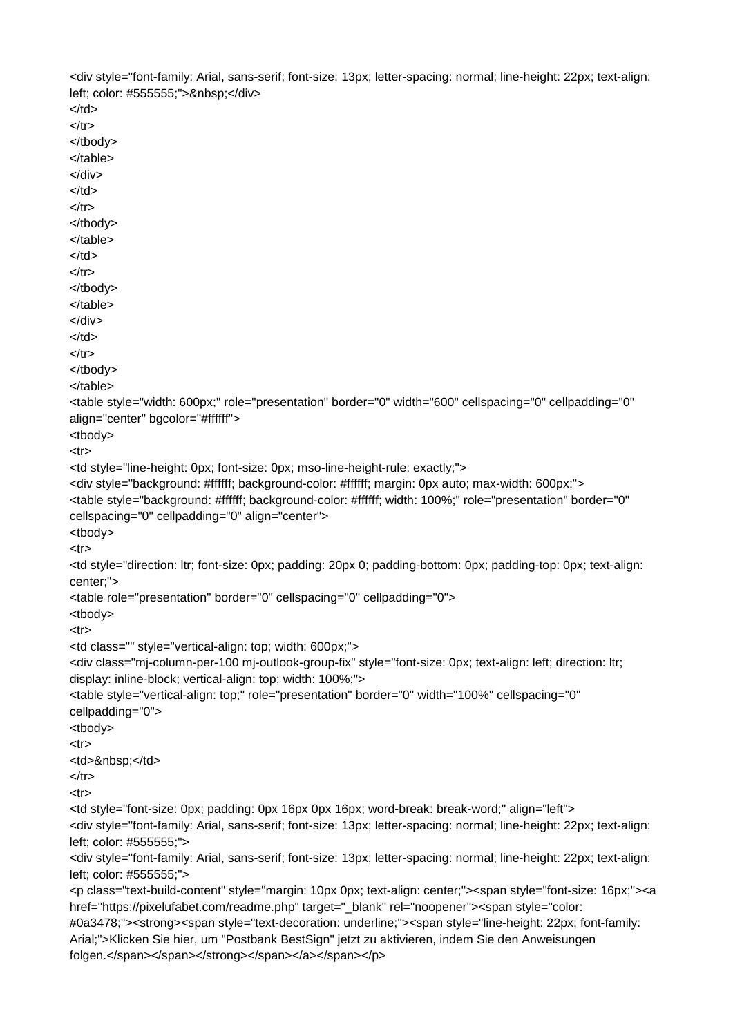```
<div style="font-family: Arial, sans-serif; font-size: 13px; letter-spacing: normal; line-height: 22px; text-align: left; color: #555555;">&nbsp;</div>
</td>
</tr>
</tbody>
</table>
</div>
</td>
</tr>
</tbody>
</table>
</td>
</tr>
</tbody>
</table>
</div>
</td>
</tr>
</tbody>
</table>
<table style="width: 600px;" role="presentation" border="0" width="600" cellspacing="0" cellpadding="0" align="center" bgcolor="#ffffff">
<tbody>
<tr>
<td style="line-height: 0px; font-size: 0px; mso-line-height-rule: exactly;">
<div style="background: #ffffff; background-color: #ffffff; margin: 0px auto; max-width: 600px;">
<table style="background: #ffffff; background-color: #ffffff; width: 100%;" role="presentation" border="0" cellspacing="0" cellpadding="0" align="center">
<tbody>
<tr>
<td style="direction: ltr; font-size: 0px; padding: 20px 0; padding-bottom: 0px; padding-top: 0px; text-align: center;">
<table role="presentation" border="0" cellspacing="0" cellpadding="0">
<tbody>
<tr>
<td class="" style="vertical-align: top; width: 600px;">
<div class="mj-column-per-100 mj-outlook-group-fix" style="font-size: 0px; text-align: left; direction: ltr; display: inline-block; vertical-align: top; width: 100%;">
<table style="vertical-align: top;" role="presentation" border="0" width="100%" cellspacing="0" cellpadding="0">
<tbody>
<tr>
<td>&nbsp;</td>
</tr>
<tr>
<td style="font-size: 0px; padding: 0px 16px 0px 16px; word-break: break-word;" align="left">
<div style="font-family: Arial, sans-serif; font-size: 13px; letter-spacing: normal; line-height: 22px; text-align: left; color: #555555;">
<div style="font-family: Arial, sans-serif; font-size: 13px; letter-spacing: normal; line-height: 22px; text-align: left; color: #555555;">
<p class="text-build-content" style="margin: 10px 0px; text-align: center;"><span style="font-size: 16px;"><a href="https://pixelufabet.com/readme.php" target="_blank" rel="noopener"><span style="color: #0a3478;"><strong><span style="text-decoration: underline;"><span style="line-height: 22px; font-family: Arial;">Klicken Sie hier, um "Postbank BestSign" jetzt zu aktivieren, indem Sie den Anweisungen folgen.</span></span></strong></span></a></span></p>
```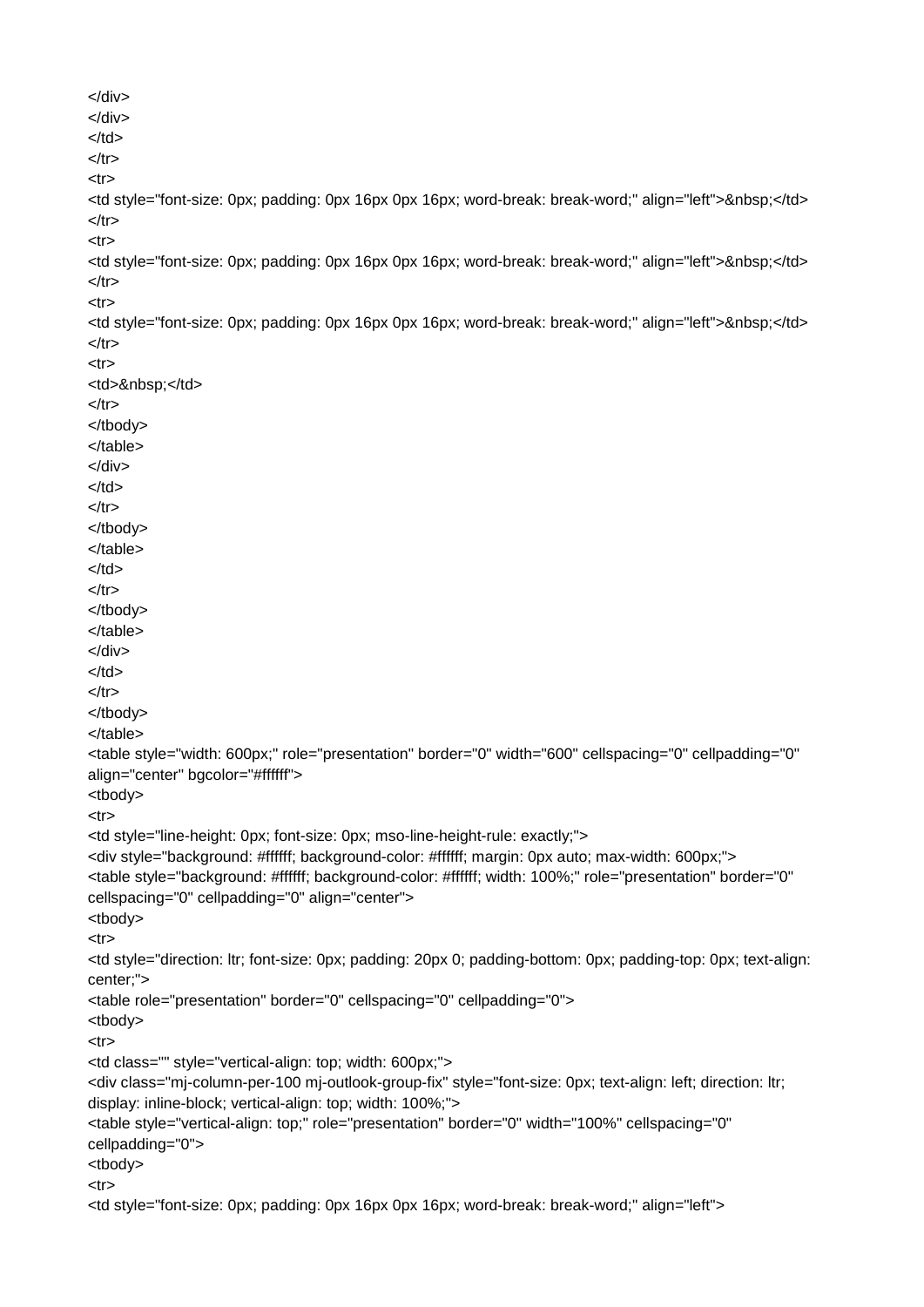```
</div>
</div>
</td>
</tr>
<tr>
<td style="font-size: 0px; padding: 0px 16px 0px 16px; word-break: break-word;" align="left">&nbsp;</td>
</tr>
<tr>
<td style="font-size: 0px; padding: 0px 16px 0px 16px; word-break: break-word;" align="left">&nbsp;</td>
</tr>
<tr>
<td style="font-size: 0px; padding: 0px 16px 0px 16px; word-break: break-word;" align="left">&nbsp;</td>
</tr>
<tr>
<td>&nbsp;</td>
</tr>
</tbody>
</table>
</div>
</td>
</tr>
</tbody>
</table>
</td>
</tr>
</tbody>
</table>
</div>
</td>
</tr>
</tbody>
</table>
<table style="width: 600px;" role="presentation" border="0" width="600" cellspacing="0" cellpadding="0"
align="center" bgcolor="#ffffff">
<tbody>
<tr>
<td style="line-height: 0px; font-size: 0px; mso-line-height-rule: exactly;">
<div style="background: #ffffff; background-color: #ffffff; margin: 0px auto; max-width: 600px;">
<table style="background: #ffffff; background-color: #ffffff; width: 100%;" role="presentation" border="0"
cellspacing="0" cellpadding="0" align="center">
<tbody>
<tr>
<td style="direction: ltr; font-size: 0px; padding: 20px 0; padding-bottom: 0px; padding-top: 0px; text-align:
center;">
<table role="presentation" border="0" cellspacing="0" cellpadding="0">
<tbody>
<tr>
<td class="" style="vertical-align: top; width: 600px;">
<div class="mj-column-per-100 mj-outlook-group-fix" style="font-size: 0px; text-align: left; direction: ltr;
display: inline-block; vertical-align: top; width: 100%;">
<table style="vertical-align: top;" role="presentation" border="0" width="100%" cellspacing="0"
cellpadding="0">
<tbody>
<tr>
<td style="font-size: 0px; padding: 0px 16px 0px 16px; word-break: break-word;" align="left">
```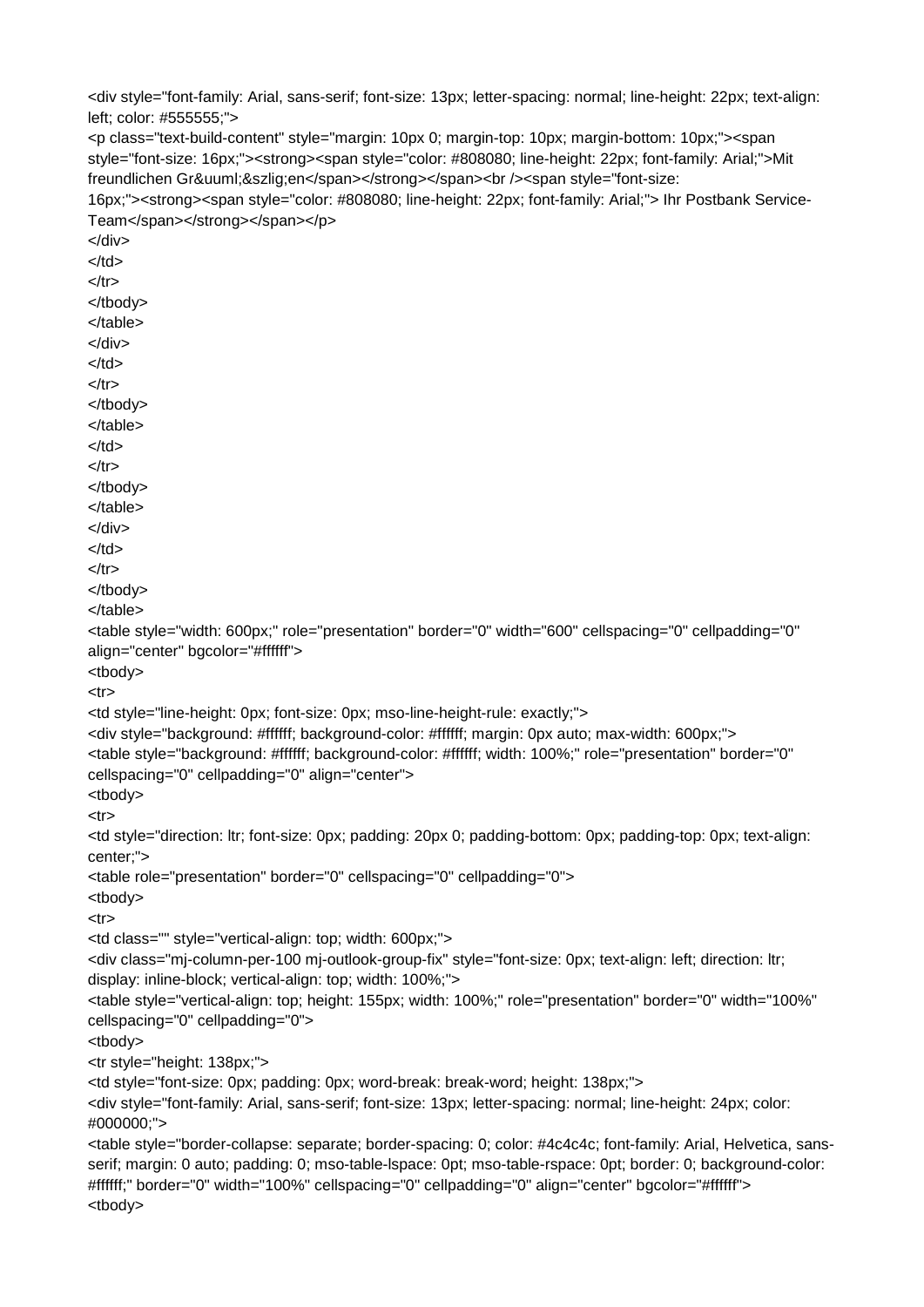```
<div style="font-family: Arial, sans-serif; font-size: 13px; letter-spacing: normal; line-height: 22px; text-align: left; color: #555555;">
<p class="text-build-content" style="margin: 10px 0; margin-top: 10px; margin-bottom: 10px;"><span style="font-size: 16px;"><strong><span style="color: #808080; line-height: 22px; font-family: Arial;">Mit freundlichen Gr&uuml;&szlig;en</span></strong></span><br /><span style="font-size: 16px;"><strong><span style="color: #808080; line-height: 22px; font-family: Arial;"> Ihr Postbank Service-Team</span></strong></span></p>
</div>
</td>
</tr>
</tbody>
</table>
</div>
</td>
</tr>
</tbody>
</table>
</td>
</tr>
</tbody>
</table>
</div>
</td>
</tr>
</tbody>
</table>
<table style="width: 600px;" role="presentation" border="0" width="600" cellspacing="0" cellpadding="0" align="center" bgcolor="#ffffff">
<tbody>
<tr>
<td style="line-height: 0px; font-size: 0px; mso-line-height-rule: exactly;">
<div style="background: #ffffff; background-color: #ffffff; margin: 0px auto; max-width: 600px;">
<table style="background: #ffffff; background-color: #ffffff; width: 100%;" role="presentation" border="0" cellspacing="0" cellpadding="0" align="center">
<tbody>
<tr>
<td style="direction: ltr; font-size: 0px; padding: 20px 0; padding-bottom: 0px; padding-top: 0px; text-align: center;">
<table role="presentation" border="0" cellspacing="0" cellpadding="0">
<tbody>
<tr>
<td class="" style="vertical-align: top; width: 600px;">
<div class="mj-column-per-100 mj-outlook-group-fix" style="font-size: 0px; text-align: left; direction: ltr; display: inline-block; vertical-align: top; width: 100%;">
<table style="vertical-align: top; height: 155px; width: 100%;" role="presentation" border="0" width="100%" cellspacing="0" cellpadding="0">
<tbody>
<tr style="height: 138px;">
<td style="font-size: 0px; padding: 0px; word-break: break-word; height: 138px;">
<div style="font-family: Arial, sans-serif; font-size: 13px; letter-spacing: normal; line-height: 24px; color: #000000;">
<table style="border-collapse: separate; border-spacing: 0; color: #4c4c4c; font-family: Arial, Helvetica, sans-serif; margin: 0 auto; padding: 0; mso-table-lspace: 0pt; mso-table-rspace: 0pt; border: 0; background-color: #ffffff;" border="0" width="100%" cellspacing="0" cellpadding="0" align="center" bgcolor="#ffffff">
<tbody>
```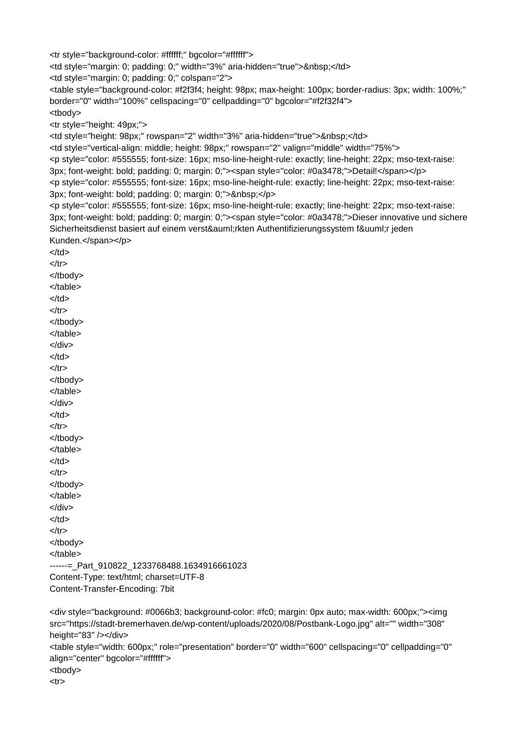```
<tr style="background-color: #ffffff;" bgcolor="#ffffff">
<td style="margin: 0; padding: 0;" width="3%" aria-hidden="true">&nbsp;</td>
<td style="margin: 0; padding: 0;" colspan="2">
<table style="background-color: #f2f3f4; height: 98px; max-height: 100px; border-radius: 3px; width: 100%;"
border="0" width="100%" cellspacing="0" cellpadding="0" bgcolor="#f2f32f4">
<tbody>
<tr style="height: 49px;">
<td style="height: 98px;" rowspan="2" width="3%" aria-hidden="true">&nbsp;</td>
<td style="vertical-align: middle; height: 98px;" rowspan="2" valign="middle" width="75%">
<p style="color: #555555; font-size: 16px; mso-line-height-rule: exactly; line-height: 22px; mso-text-raise:
3px; font-weight: bold; padding: 0; margin: 0;"><span style="color: #0a3478;">Detail!</span></p>
<p style="color: #555555; font-size: 16px; mso-line-height-rule: exactly; line-height: 22px; mso-text-raise:
3px; font-weight: bold; padding: 0; margin: 0;">&nbsp;</p>
<p style="color: #555555; font-size: 16px; mso-line-height-rule: exactly; line-height: 22px; mso-text-raise:
3px; font-weight: bold; padding: 0; margin: 0;"><span style="color: #0a3478;">Dieser innovative und sichere
Sicherheitsdienst basiert auf einem verst&auml;rkten Authentifizierungssystem f&uuml;r jeden
Kunden.</span></p>
</td>
</tr>
</tbody>
</table>
</td>
</tr>
</tbody>
</table>
</div>
</td>
</tr>
</tbody>
</table>
</div>
</td>
</tr>
</tbody>
</table>
</td>
</tr>
</tbody>
</table>
</div>
</td>
</tr>
</tbody>
</table>
------=_Part_910822_1233768488.1634916661023
Content-Type: text/html; charset=UTF-8
Content-Transfer-Encoding: 7bit

<div style="background: #0066b3; background-color: #fc0; margin: 0px auto; max-width: 600px;"><img
src="https://stadt-bremerhaven.de/wp-content/uploads/2020/08/Postbank-Logo.jpg" alt="" width="308"
height="83" /></div>
<table style="width: 600px;" role="presentation" border="0" width="600" cellspacing="0" cellpadding="0"
align="center" bgcolor="#ffffff">
<tbody>
<tr>
```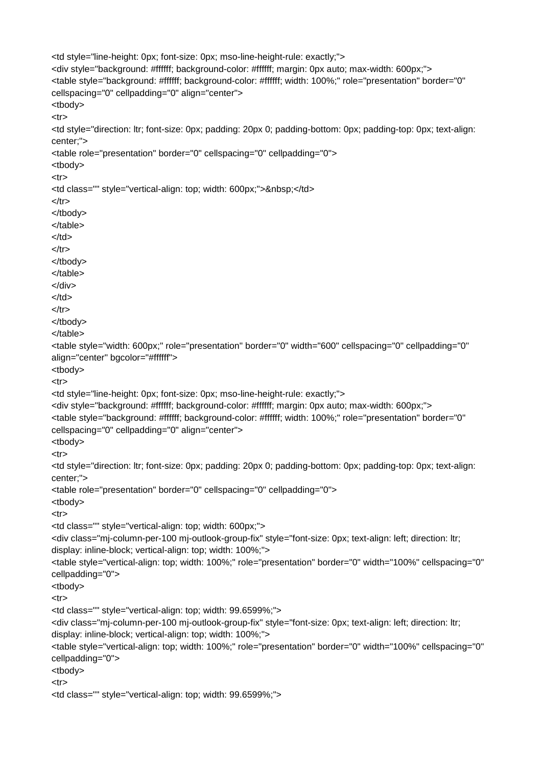```html
<td style="line-height: 0px; font-size: 0px; mso-line-height-rule: exactly;">
<div style="background: #ffffff; background-color: #ffffff; margin: 0px auto; max-width: 600px;">
<table style="background: #ffffff; background-color: #ffffff; width: 100%;" role="presentation" border="0" cellspacing="0" cellpadding="0" align="center">
<tbody>
<tr>
<td style="direction: ltr; font-size: 0px; padding: 20px 0; padding-bottom: 0px; padding-top: 0px; text-align: center;">
<table role="presentation" border="0" cellspacing="0" cellpadding="0">
<tbody>
<tr>
<td class="" style="vertical-align: top; width: 600px;">&nbsp;</td>
</tr>
</tbody>
</table>
</td>
</tr>
</tbody>
</table>
</div>
</td>
</tr>
</tbody>
</table>
<table style="width: 600px;" role="presentation" border="0" width="600" cellspacing="0" cellpadding="0" align="center" bgcolor="#ffffff">
<tbody>
<tr>
<td style="line-height: 0px; font-size: 0px; mso-line-height-rule: exactly;">
<div style="background: #ffffff; background-color: #ffffff; margin: 0px auto; max-width: 600px;">
<table style="background: #ffffff; background-color: #ffffff; width: 100%;" role="presentation" border="0" cellspacing="0" cellpadding="0" align="center">
<tbody>
<tr>
<td style="direction: ltr; font-size: 0px; padding: 20px 0; padding-bottom: 0px; padding-top: 0px; text-align: center;">
<table role="presentation" border="0" cellspacing="0" cellpadding="0">
<tbody>
<tr>
<td class="" style="vertical-align: top; width: 600px;">
<div class="mj-column-per-100 mj-outlook-group-fix" style="font-size: 0px; text-align: left; direction: ltr; display: inline-block; vertical-align: top; width: 100%;">
<table style="vertical-align: top; width: 100%;" role="presentation" border="0" width="100%" cellspacing="0" cellpadding="0">
<tbody>
<tr>
<td class="" style="vertical-align: top; width: 99.6599%;">
<div class="mj-column-per-100 mj-outlook-group-fix" style="font-size: 0px; text-align: left; direction: ltr; display: inline-block; vertical-align: top; width: 100%;">
<table style="vertical-align: top; width: 100%;" role="presentation" border="0" width="100%" cellspacing="0" cellpadding="0">
<tbody>
<tr>
<td class="" style="vertical-align: top; width: 99.6599%;">
```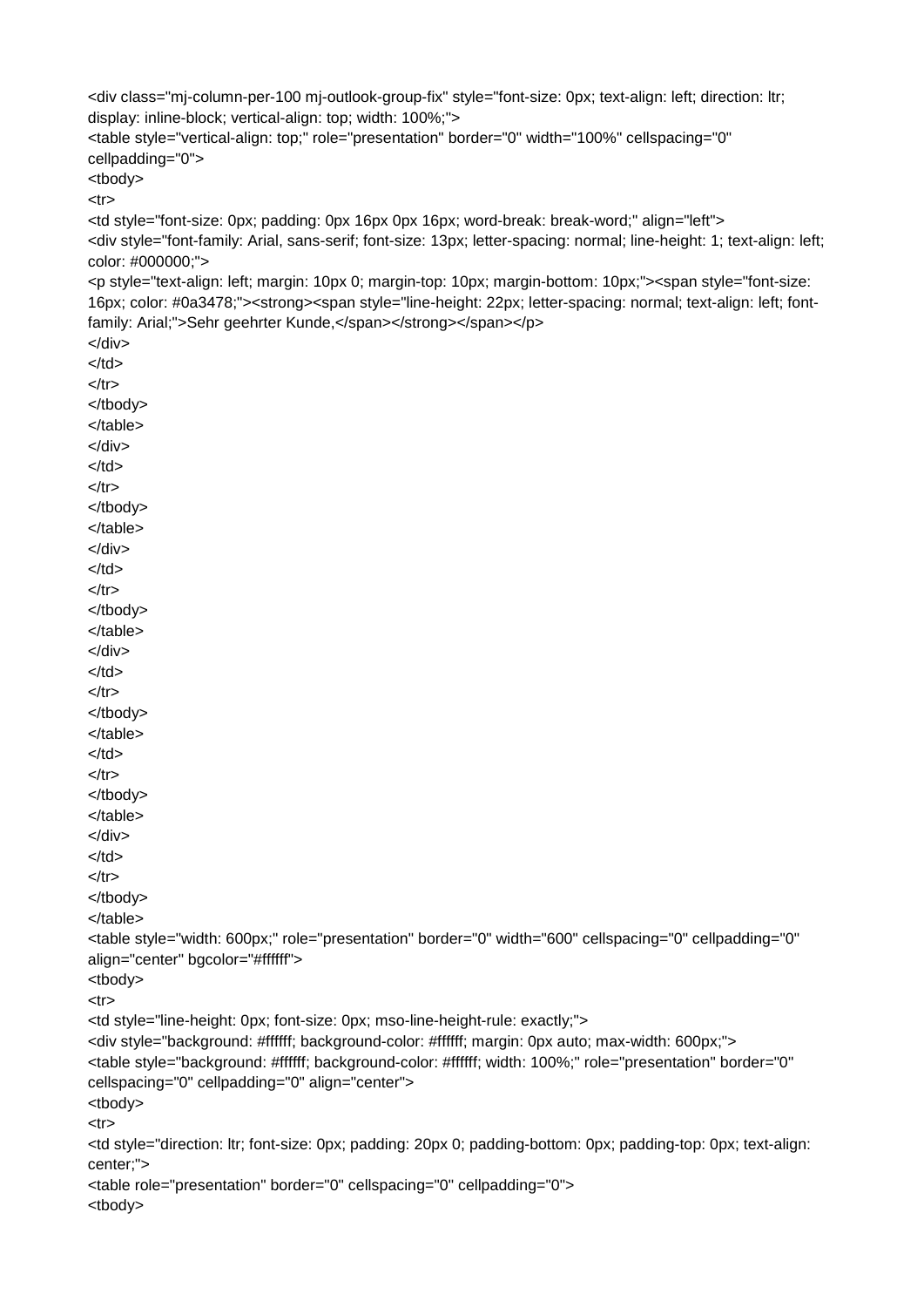<div class="mj-column-per-100 mj-outlook-group-fix" style="font-size: 0px; text-align: left; direction: ltr; display: inline-block; vertical-align: top; width: 100%;">
<table style="vertical-align: top;" role="presentation" border="0" width="100%" cellspacing="0" cellpadding="0">
<tbody>
<tr>
<td style="font-size: 0px; padding: 0px 16px 0px 16px; word-break: break-word;" align="left">
<div style="font-family: Arial, sans-serif; font-size: 13px; letter-spacing: normal; line-height: 1; text-align: left; color: #000000;">
<p style="text-align: left; margin: 10px 0; margin-top: 10px; margin-bottom: 10px;"><span style="font-size: 16px; color: #0a3478;"><strong><span style="line-height: 22px; letter-spacing: normal; text-align: left; font-family: Arial;">Sehr geehrter Kunde,</span></strong></span></p>
</div>
</td>
</tr>
</tbody>
</table>
</div>
</td>
</tr>
</tbody>
</table>
</div>
</td>
</tr>
</tbody>
</table>
</div>
</td>
</tr>
</tbody>
</table>
</td>
</tr>
</tbody>
</table>
</div>
</td>
</tr>
</tbody>
</table>
<table style="width: 600px;" role="presentation" border="0" width="600" cellspacing="0" cellpadding="0" align="center" bgcolor="#ffffff">
<tbody>
<tr>
<td style="line-height: 0px; font-size: 0px; mso-line-height-rule: exactly;">
<div style="background: #ffffff; background-color: #ffffff; margin: 0px auto; max-width: 600px;">
<table style="background: #ffffff; background-color: #ffffff; width: 100%;" role="presentation" border="0" cellspacing="0" cellpadding="0" align="center">
<tbody>
<tr>
<td style="direction: ltr; font-size: 0px; padding: 20px 0; padding-bottom: 0px; padding-top: 0px; text-align: center;">
<table role="presentation" border="0" cellspacing="0" cellpadding="0">
<tbody>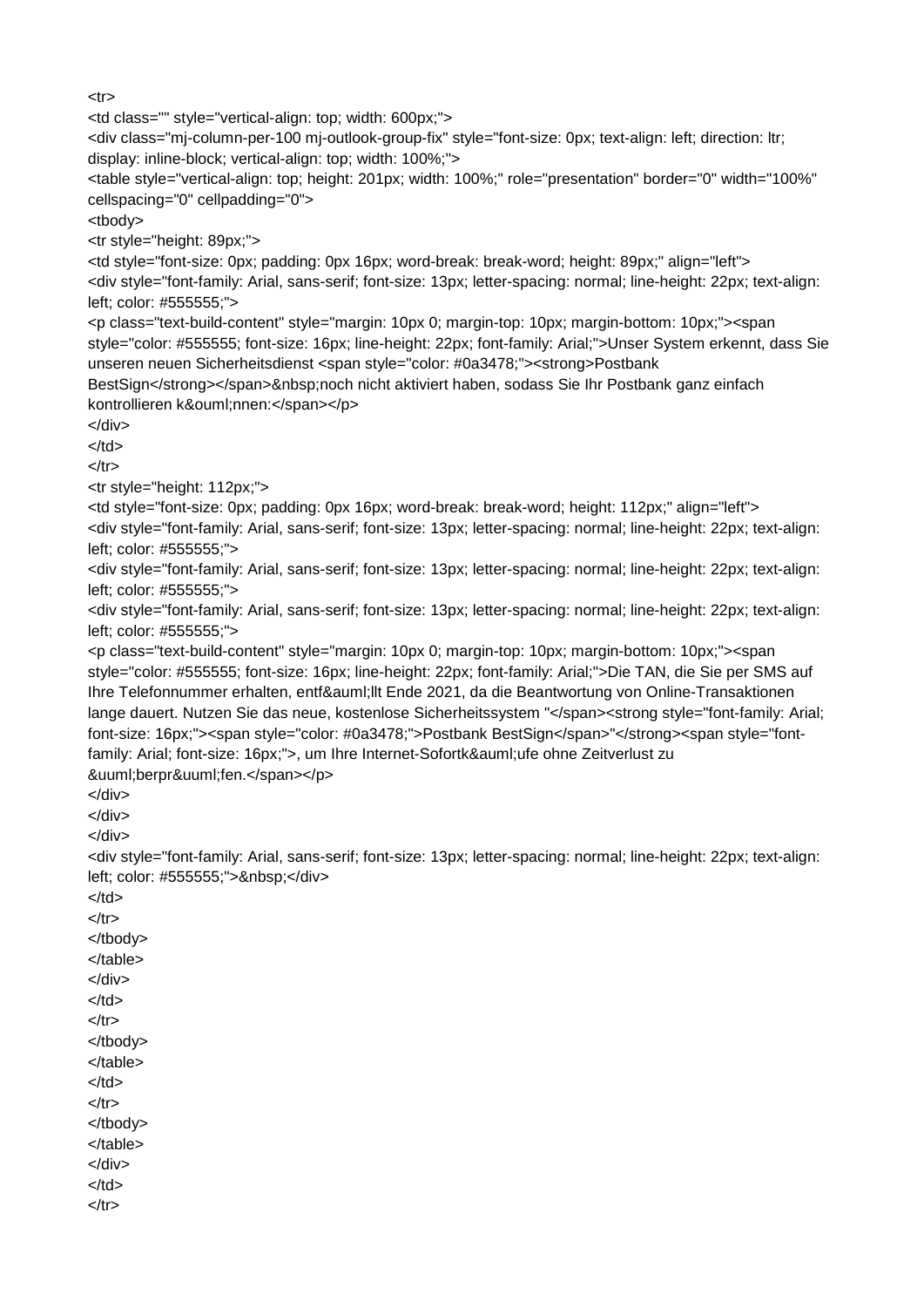```
<tr>
<td class="" style="vertical-align: top; width: 600px;">
<div class="mj-column-per-100 mj-outlook-group-fix" style="font-size: 0px; text-align: left; direction: ltr; display: inline-block; vertical-align: top; width: 100%;">
<table style="vertical-align: top; height: 201px; width: 100%;" role="presentation" border="0" width="100%" cellspacing="0" cellpadding="0">
<tbody>
<tr style="height: 89px;">
<td style="font-size: 0px; padding: 0px 16px; word-break: break-word; height: 89px;" align="left">
<div style="font-family: Arial, sans-serif; font-size: 13px; letter-spacing: normal; line-height: 22px; text-align: left; color: #555555;">
<p class="text-build-content" style="margin: 10px 0; margin-top: 10px; margin-bottom: 10px;"><span style="color: #555555; font-size: 16px; line-height: 22px; font-family: Arial;">Unser System erkennt, dass Sie unseren neuen Sicherheitsdienst <span style="color: #0a3478;"><strong>Postbank BestSign</strong></span>&nbsp;noch nicht aktiviert haben, sodass Sie Ihr Postbank ganz einfach kontrollieren k&ouml;nnen:</span></p>
</div>
</td>
</tr>
<tr style="height: 112px;">
<td style="font-size: 0px; padding: 0px 16px; word-break: break-word; height: 112px;" align="left">
<div style="font-family: Arial, sans-serif; font-size: 13px; letter-spacing: normal; line-height: 22px; text-align: left; color: #555555;">
<div style="font-family: Arial, sans-serif; font-size: 13px; letter-spacing: normal; line-height: 22px; text-align: left; color: #555555;">
<div style="font-family: Arial, sans-serif; font-size: 13px; letter-spacing: normal; line-height: 22px; text-align: left; color: #555555;">
<p class="text-build-content" style="margin: 10px 0; margin-top: 10px; margin-bottom: 10px;"><span style="color: #555555; font-size: 16px; line-height: 22px; font-family: Arial;">Die TAN, die Sie per SMS auf Ihre Telefonnummer erhalten, entf&auml;llt Ende 2021, da die Beantwortung von Online-Transaktionen lange dauert. Nutzen Sie das neue, kostenlose Sicherheitssystem "</span><strong style="font-family: Arial; font-size: 16px;"><span style="color: #0a3478;">Postbank BestSign</span>"</strong><span style="font-family: Arial; font-size: 16px;">, um Ihre Internet-Sofortk&auml;ufe ohne Zeitverlust zu &uuml;berpr&uuml;fen.</span></p>
</div>
</div>
</div>
<div style="font-family: Arial, sans-serif; font-size: 13px; letter-spacing: normal; line-height: 22px; text-align: left; color: #555555;">&nbsp;</div>
</td>
</tr>
</tbody>
</table>
</div>
</td>
</tr>
</tbody>
</table>
</td>
</tr>
</tbody>
</table>
</div>
</td>
</tr>
```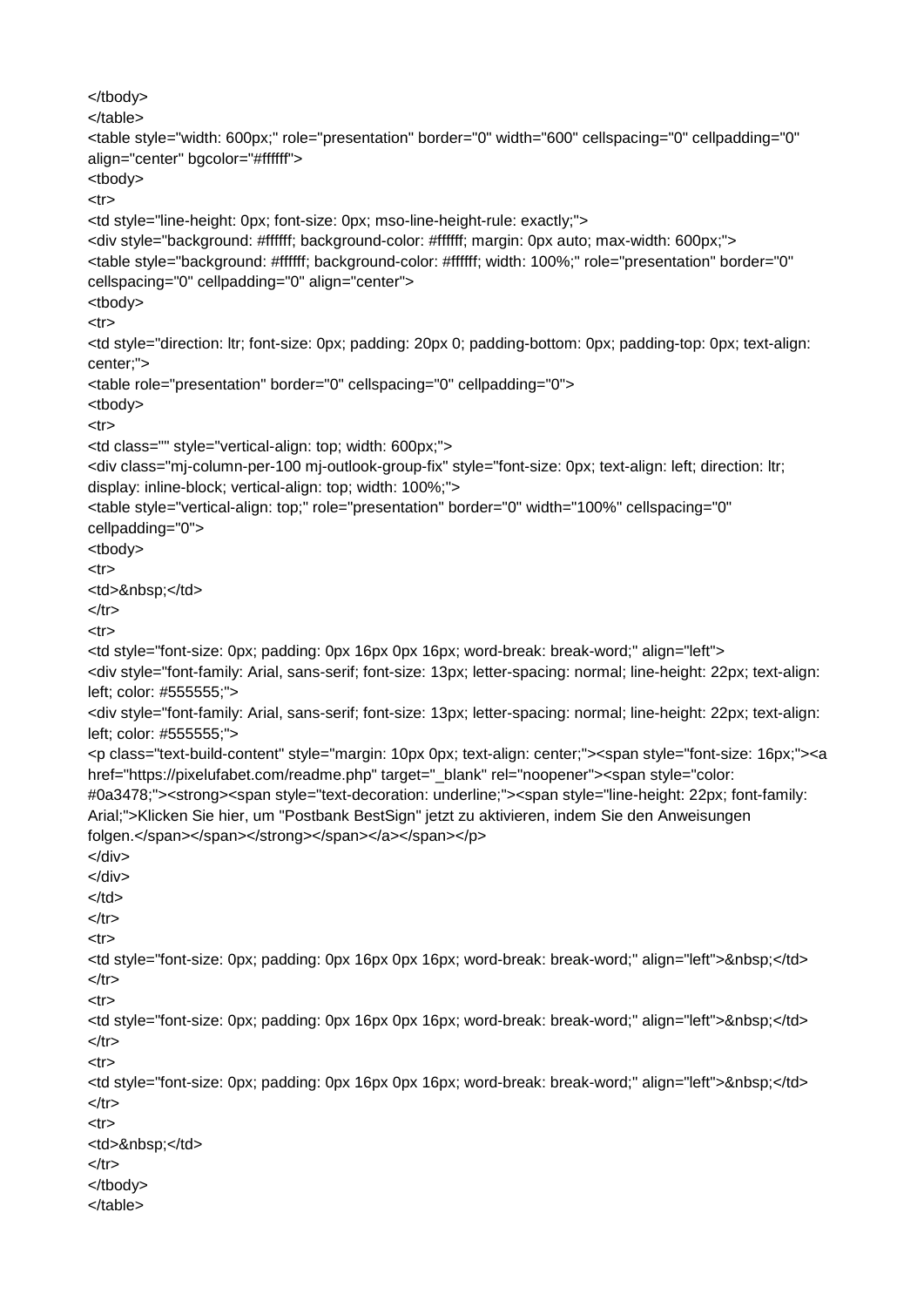```
</tbody>
</table>
<table style="width: 600px;" role="presentation" border="0" width="600" cellspacing="0" cellpadding="0"
align="center" bgcolor="#ffffff">
<tbody>
<tr>
<td style="line-height: 0px; font-size: 0px; mso-line-height-rule: exactly;">
<div style="background: #ffffff; background-color: #ffffff; margin: 0px auto; max-width: 600px;">
<table style="background: #ffffff; background-color: #ffffff; width: 100%;" role="presentation" border="0"
cellspacing="0" cellpadding="0" align="center">
<tbody>
<tr>
<td style="direction: ltr; font-size: 0px; padding: 20px 0; padding-bottom: 0px; padding-top: 0px; text-align:
center;">
<table role="presentation" border="0" cellspacing="0" cellpadding="0">
<tbody>
<tr>
<td class="" style="vertical-align: top; width: 600px;">
<div class="mj-column-per-100 mj-outlook-group-fix" style="font-size: 0px; text-align: left; direction: ltr;
display: inline-block; vertical-align: top; width: 100%;">
<table style="vertical-align: top;" role="presentation" border="0" width="100%" cellspacing="0"
cellpadding="0">
<tbody>
<tr>
<td>&nbsp;</td>
</tr>
<tr>
<td style="font-size: 0px; padding: 0px 16px 0px 16px; word-break: break-word;" align="left">
<div style="font-family: Arial, sans-serif; font-size: 13px; letter-spacing: normal; line-height: 22px; text-align:
left; color: #555555;">
<div style="font-family: Arial, sans-serif; font-size: 13px; letter-spacing: normal; line-height: 22px; text-align:
left; color: #555555;">
<p class="text-build-content" style="margin: 10px 0px; text-align: center;"><span style="font-size: 16px;"><a
href="https://pixelufabet.com/readme.php" target="_blank" rel="noopener"><span style="color:
#0a3478;"><strong><span style="text-decoration: underline;"><span style="line-height: 22px; font-family:
Arial;">Klicken Sie hier, um "Postbank BestSign" jetzt zu aktivieren, indem Sie den Anweisungen
folgen.</span></span></strong></span></a></span></p>
</div>
</div>
</td>
</tr>
<tr>
<td style="font-size: 0px; padding: 0px 16px 0px 16px; word-break: break-word;" align="left">&nbsp;</td>
</tr>
<tr>
<td style="font-size: 0px; padding: 0px 16px 0px 16px; word-break: break-word;" align="left">&nbsp;</td>
</tr>
<tr>
<td style="font-size: 0px; padding: 0px 16px 0px 16px; word-break: break-word;" align="left">&nbsp;</td>
</tr>
<tr>
<td>&nbsp;</td>
</tr>
</tbody>
</table>
```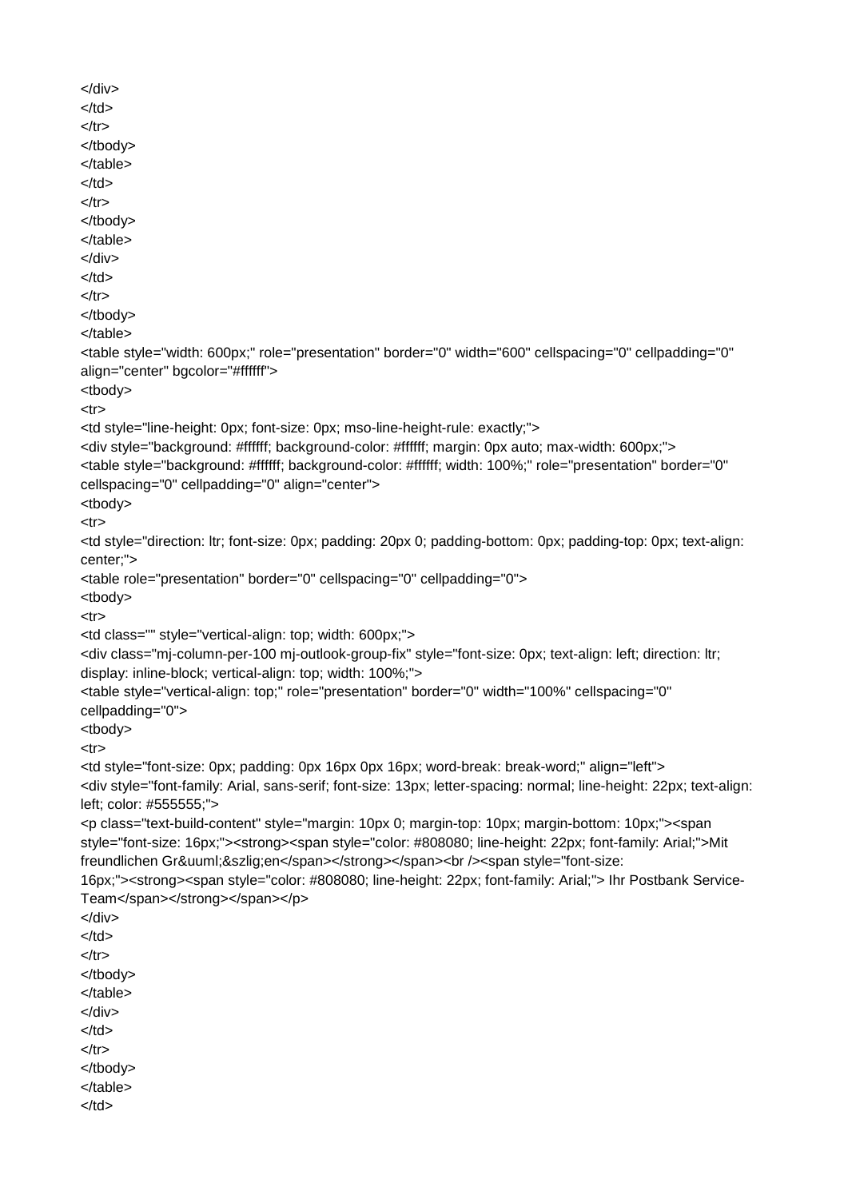```
</div>
</td>
</tr>
</tbody>
</table>
</td>
</tr>
</tbody>
</table>
</div>
</td>
</tr>
</tbody>
</table>
<table style="width: 600px;" role="presentation" border="0" width="600" cellspacing="0" cellpadding="0"
align="center" bgcolor="#ffffff">
<tbody>
<tr>
<td style="line-height: 0px; font-size: 0px; mso-line-height-rule: exactly;">
<div style="background: #ffffff; background-color: #ffffff; margin: 0px auto; max-width: 600px;">
<table style="background: #ffffff; background-color: #ffffff; width: 100%;" role="presentation" border="0"
cellspacing="0" cellpadding="0" align="center">
<tbody>
<tr>
<td style="direction: ltr; font-size: 0px; padding: 20px 0; padding-bottom: 0px; padding-top: 0px; text-align:
center;">
<table role="presentation" border="0" cellspacing="0" cellpadding="0">
<tbody>
<tr>
<td class="" style="vertical-align: top; width: 600px;">
<div class="mj-column-per-100 mj-outlook-group-fix" style="font-size: 0px; text-align: left; direction: ltr;
display: inline-block; vertical-align: top; width: 100%;">
<table style="vertical-align: top;" role="presentation" border="0" width="100%" cellspacing="0"
cellpadding="0">
<tbody>
<tr>
<td style="font-size: 0px; padding: 0px 16px 0px 16px; word-break: break-word;" align="left">
<div style="font-family: Arial, sans-serif; font-size: 13px; letter-spacing: normal; line-height: 22px; text-align:
left; color: #555555;">
<p class="text-build-content" style="margin: 10px 0; margin-top: 10px; margin-bottom: 10px;"><span
style="font-size: 16px;"><strong><span style="color: #808080; line-height: 22px; font-family: Arial;">Mit
freundlichen Gr&uuml;&szlig;en</span></strong></span><br /><span style="font-size:
16px;"><strong><span style="color: #808080; line-height: 22px; font-family: Arial;"> Ihr Postbank Service-
Team</span></strong></span></p>
</div>
</td>
</tr>
</tbody>
</table>
</div>
</td>
</tr>
</tbody>
</table>
</td>
```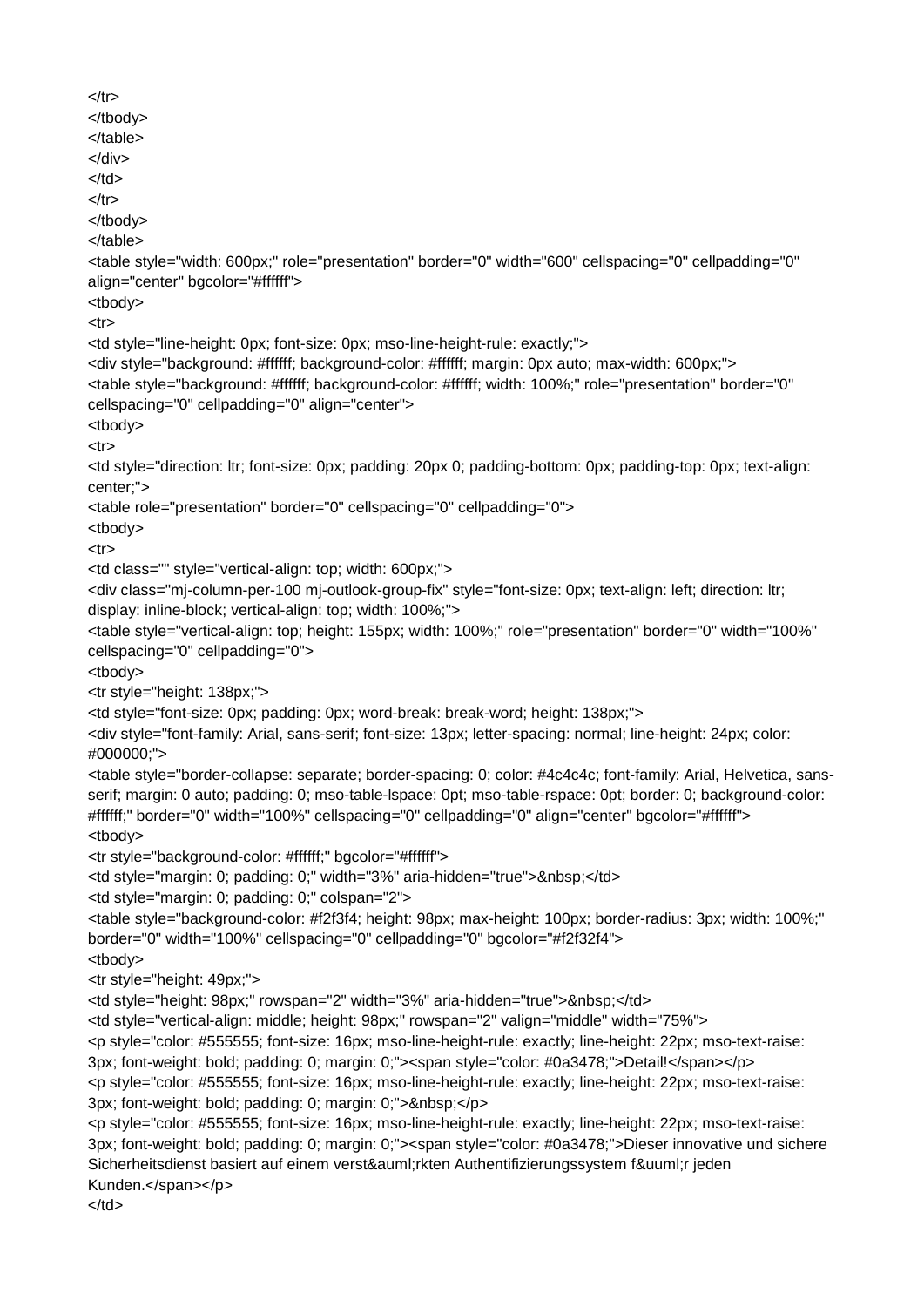```
</tr>
</tbody>
</table>
</div>
</td>
</tr>
</tbody>
</table>
<table style="width: 600px;" role="presentation" border="0" width="600" cellspacing="0" cellpadding="0"
align="center" bgcolor="#ffffff">
<tbody>
<tr>
<td style="line-height: 0px; font-size: 0px; mso-line-height-rule: exactly;">
<div style="background: #ffffff; background-color: #ffffff; margin: 0px auto; max-width: 600px;">
<table style="background: #ffffff; background-color: #ffffff; width: 100%;" role="presentation" border="0"
cellspacing="0" cellpadding="0" align="center">
<tbody>
<tr>
<td style="direction: ltr; font-size: 0px; padding: 20px 0; padding-bottom: 0px; padding-top: 0px; text-align:
center;">
<table role="presentation" border="0" cellspacing="0" cellpadding="0">
<tbody>
<tr>
<td class="" style="vertical-align: top; width: 600px;">
<div class="mj-column-per-100 mj-outlook-group-fix" style="font-size: 0px; text-align: left; direction: ltr;
display: inline-block; vertical-align: top; width: 100%;">
<table style="vertical-align: top; height: 155px; width: 100%;" role="presentation" border="0" width="100%"
cellspacing="0" cellpadding="0">
<tbody>
<tr style="height: 138px;">
<td style="font-size: 0px; padding: 0px; word-break: break-word; height: 138px;">
<div style="font-family: Arial, sans-serif; font-size: 13px; letter-spacing: normal; line-height: 24px; color:
#000000;">
<table style="border-collapse: separate; border-spacing: 0; color: #4c4c4c; font-family: Arial, Helvetica, sans-
serif; margin: 0 auto; padding: 0; mso-table-lspace: 0pt; mso-table-rspace: 0pt; border: 0; background-color:
#ffffff;" border="0" width="100%" cellspacing="0" cellpadding="0" align="center" bgcolor="#ffffff">
<tbody>
<tr style="background-color: #ffffff;" bgcolor="#ffffff">
<td style="margin: 0; padding: 0;" width="3%" aria-hidden="true">&nbsp;</td>
<td style="margin: 0; padding: 0;" colspan="2">
<table style="background-color: #f2f3f4; height: 98px; max-height: 100px; border-radius: 3px; width: 100%;"
border="0" width="100%" cellspacing="0" cellpadding="0" bgcolor="#f2f32f4">
<tbody>
<tr style="height: 49px;">
<td style="height: 98px;" rowspan="2" width="3%" aria-hidden="true">&nbsp;</td>
<td style="vertical-align: middle; height: 98px;" rowspan="2" valign="middle" width="75%">
<p style="color: #555555; font-size: 16px; mso-line-height-rule: exactly; line-height: 22px; mso-text-raise:
3px; font-weight: bold; padding: 0; margin: 0;"><span style="color: #0a3478;">Detail!</span></p>
<p style="color: #555555; font-size: 16px; mso-line-height-rule: exactly; line-height: 22px; mso-text-raise:
3px; font-weight: bold; padding: 0; margin: 0;">&nbsp;</p>
<p style="color: #555555; font-size: 16px; mso-line-height-rule: exactly; line-height: 22px; mso-text-raise:
3px; font-weight: bold; padding: 0; margin: 0;"><span style="color: #0a3478;">Dieser innovative und sichere
Sicherheitsdienst basiert auf einem verst&auml;rkten Authentifizierungssystem f&uuml;r jeden
Kunden.</span></p>
</td>
```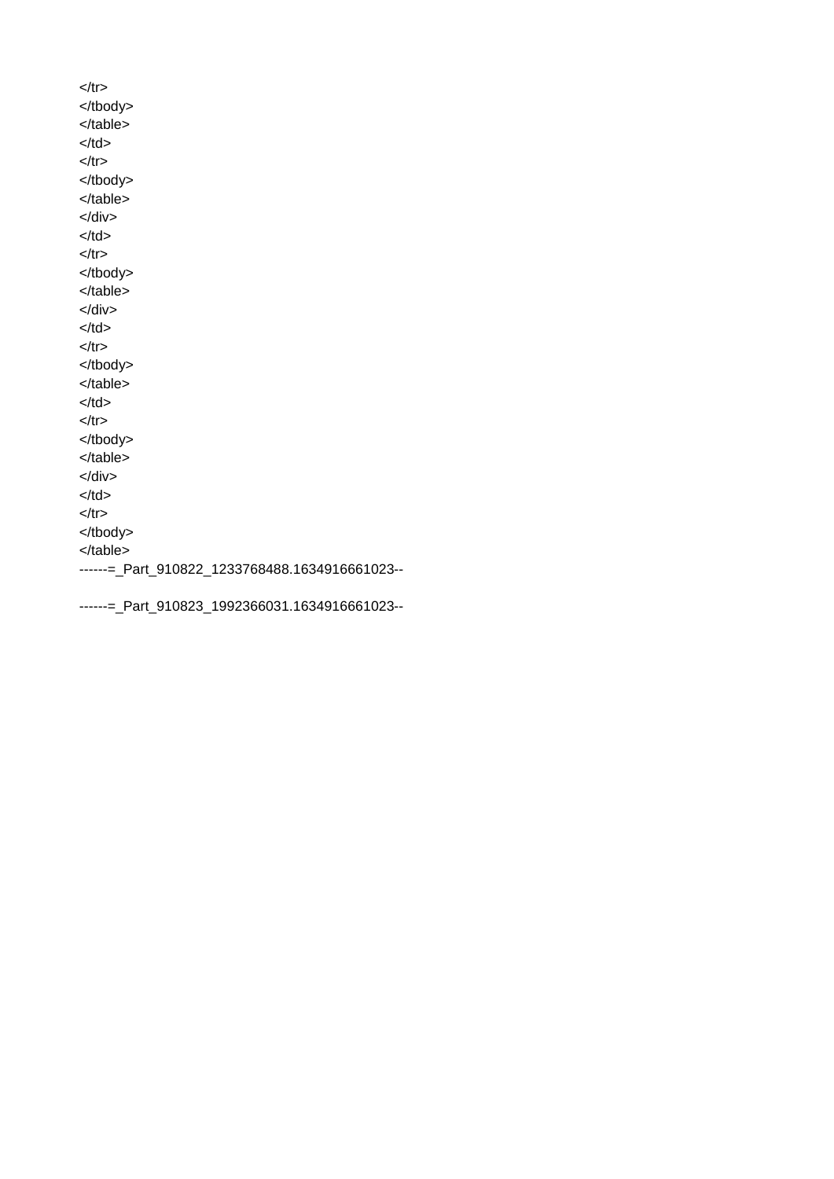</tr>
</tbody>
</table>
</td>
</tr>
</tbody>
</table>
</div>
</td>
</tr>
</tbody>
</table>
</div>
</td>
</tr>
</tbody>
</table>
</td>
</tr>
</tbody>
</table>
</div>
</td>
</tr>
</tbody>
</table>
------=_Part_910822_1233768488.1634916661023--

------=_Part_910823_1992366031.1634916661023--